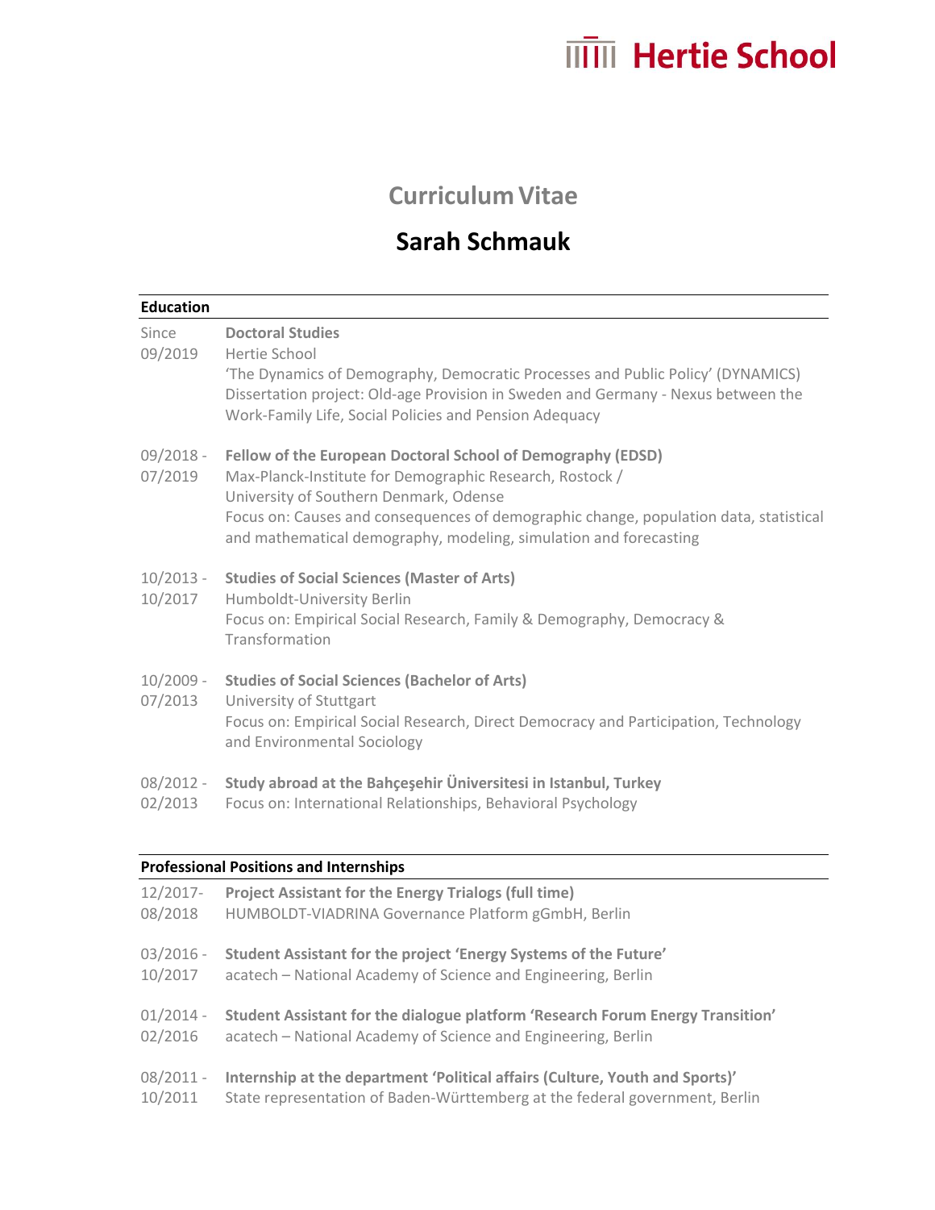Hertie School

# Curriculum Vitae

# Sarah Schmauk

## Education

Since 09/2019
**Doctoral Studies**
Hertie School
'The Dynamics of Demography, Democratic Processes and Public Policy' (DYNAMICS)
Dissertation project: Old-age Provision in Sweden and Germany - Nexus between the Work-Family Life, Social Policies and Pension Adequacy

09/2018 - 07/2019
**Fellow of the European Doctoral School of Demography (EDSD)**
Max-Planck-Institute for Demographic Research, Rostock /
University of Southern Denmark, Odense
Focus on: Causes and consequences of demographic change, population data, statistical and mathematical demography, modeling, simulation and forecasting

10/2013 - 10/2017
**Studies of Social Sciences (Master of Arts)**
Humboldt-University Berlin
Focus on: Empirical Social Research, Family & Demography, Democracy & Transformation

10/2009 - 07/2013
**Studies of Social Sciences (Bachelor of Arts)**
University of Stuttgart
Focus on: Empirical Social Research, Direct Democracy and Participation, Technology and Environmental Sociology

08/2012 - 02/2013
**Study abroad at the Bahçeşehir Üniversitesi in Istanbul, Turkey**
Focus on: International Relationships, Behavioral Psychology

## Professional Positions and Internships

12/2017- 08/2018
**Project Assistant for the Energy Trialogs (full time)**
HUMBOLDT-VIADRINA Governance Platform gGmbH, Berlin

03/2016 - 10/2017
**Student Assistant for the project 'Energy Systems of the Future'**
acatech – National Academy of Science and Engineering, Berlin

01/2014 - 02/2016
**Student Assistant for the dialogue platform 'Research Forum Energy Transition'**
acatech – National Academy of Science and Engineering, Berlin

08/2011 - 10/2011
**Internship at the department 'Political affairs (Culture, Youth and Sports)'**
State representation of Baden-Württemberg at the federal government, Berlin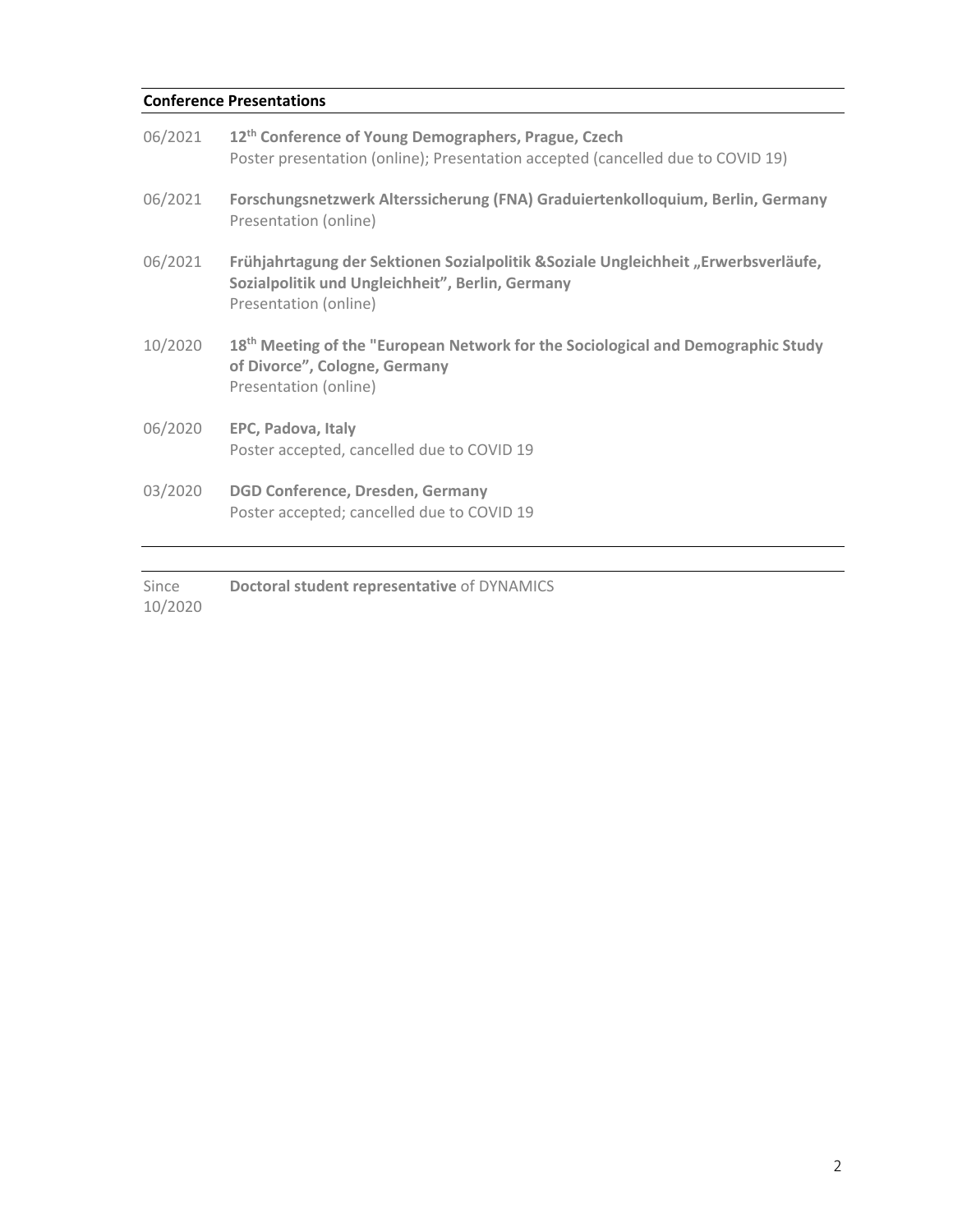## Conference Presentations

06/2021 **12th Conference of Young Demographers, Prague, Czech**
Poster presentation (online); Presentation accepted (cancelled due to COVID 19)

06/2021 **Forschungsnetzwerk Alterssicherung (FNA) Graduiertenkolloquium, Berlin, Germany**
Presentation (online)

06/2021 **Frühjahrtagung der Sektionen Sozialpolitik &Soziale Ungleichheit „Erwerbsverläufe, Sozialpolitik und Ungleichheit", Berlin, Germany**
Presentation (online)

10/2020 **18th Meeting of the "European Network for the Sociological and Demographic Study of Divorce", Cologne, Germany**
Presentation (online)

06/2020 **EPC, Padova, Italy**
Poster accepted, cancelled due to COVID 19

03/2020 **DGD Conference, Dresden, Germany**
Poster accepted; cancelled due to COVID 19

---

Since 10/2020 **Doctoral student representative** of DYNAMICS